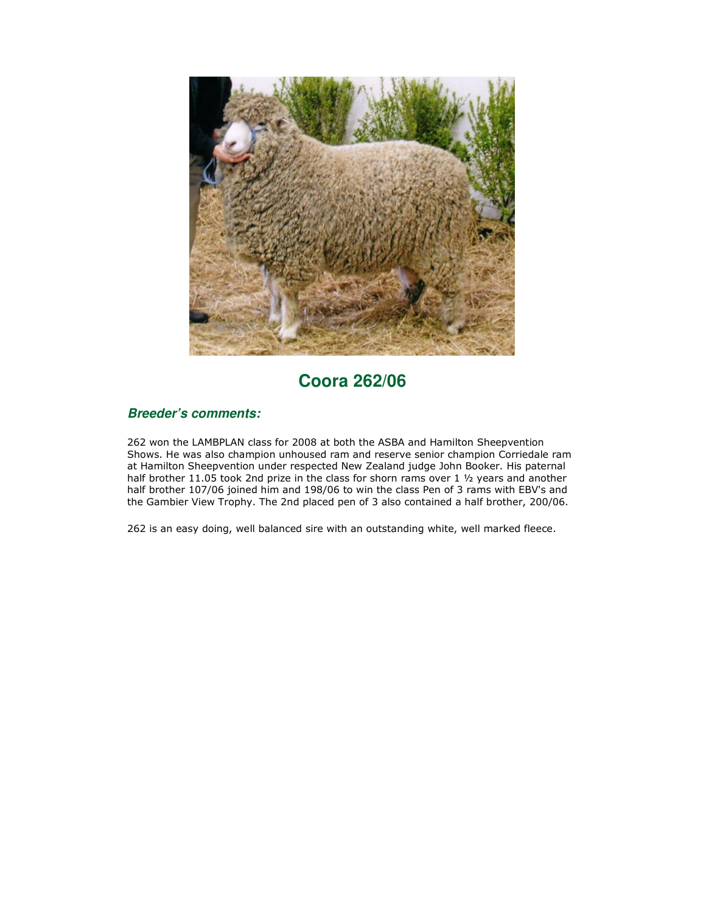# Coora 262/06

### *Breeder's comments:*

262 won the LAMBPLAN class for 2008 at both the ASBA and Hamilton Sheepvention Shows. He was also champion unhoused ram and reserve senior champion Corriedale ram at Hamilton Sheepvention under respected New Zealand judge John Booker. His paternal half brother 11.05 took 2nd prize in the class for shorn rams over 1 ½ years and another half brother 107/06 joined him and 198/06 to win the class Pen of 3 rams with EBV's and the Gambier View Trophy. The 2nd placed pen of 3 also contained a half brother, 200/06.

262 is an easy doing, well balanced sire with an outstanding white, well marked fleece.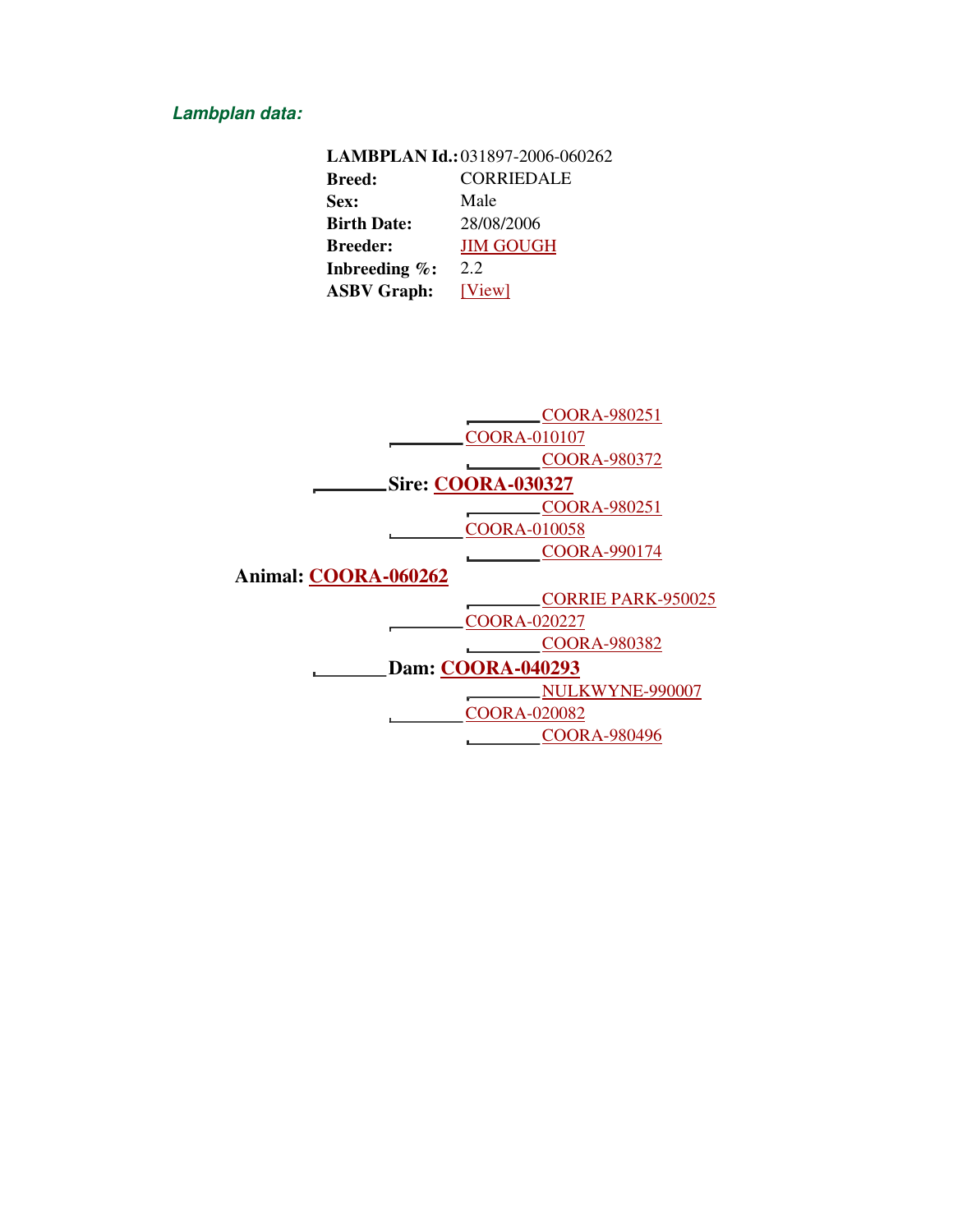***Lambplan data:***

| | |
|---|---|
| **LAMBPLAN Id.:** | 031897-2006-060262 |
| **Breed:** | CORRIEDALE |
| **Sex:** | Male |
| **Birth Date:** | 28/08/2006 |
| **Breeder:** | JIM GOUGH |
| **Inbreeding %:** | 2.2 |
| **ASBV Graph:** | [View] |

**Animal: COORA-060262**

- **Sire: COORA-030327**
  - COORA-010107
    - COORA-980251
    - COORA-980372
  - COORA-010058
    - COORA-980251
    - COORA-990174
- **Dam: COORA-040293**
  - COORA-020227
    - CORRIE PARK-950025
    - COORA-980382
  - COORA-020082
    - NULKWYNE-990007
    - COORA-980496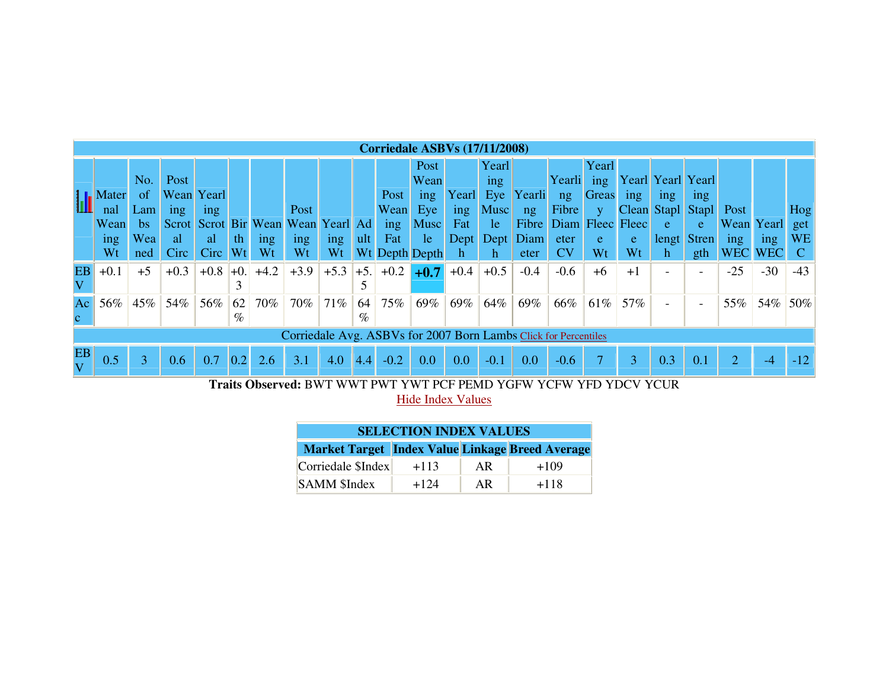| Corriedale ASBVs (17/11/2008) | | | | | | | | | | | | | | | | | | | | | | |
|---|---|---|---|---|---|---|---|---|---|---|---|---|---|---|---|---|---|---|---|---|---|---|
| | Maternal Weaning Wt | No. of Lambs Weaned | Post Weaning Scrotal Circ | Yearling Scrotal Circ | Birth Wt | Weaning Wt | Post Weaning Wt | Yearling Wt | Adult Wt | Post Weaning Fat Depth | Post Weaning Eye Muscle Depth | Yearling Fat Depth | Yearling Eye Muscle Depth | Yearling Fibre Diameter | Yearling Fibre Diameter CV | Yearling Greasy Fleece Wt | Yearling Clean Fleece Wt | Yearling Staple length | Yearling Staple Strength | Post Weaning WEC | Yearling WEC | Hogget WEC |
| EBV | +0.1 | +5 | +0.3 | +0.8 | +0.3 | +4.2 | +3.9 | +5.3 | +5.5 | +0.2 | **+0.7** | +0.4 | +0.5 | -0.4 | -0.6 | +6 | +1 | - | - | -25 | -30 | -43 |
| Acc | 56% | 45% | 54% | 56% | 62% | 70% | 70% | 71% | 64% | 75% | 69% | 69% | 64% | 69% | 66% | 61% | 57% | - | - | 55% | 54% | 50% |
| Corriedale Avg. ASBVs for 2007 Born Lambs Click for Percentiles | | | | | | | | | | | | | | | | | | | | | | |
| EBV | 0.5 | 3 | 0.6 | 0.7 | 0.2 | 2.6 | 3.1 | 4.0 | 4.4 | -0.2 | 0.0 | 0.0 | -0.1 | 0.0 | -0.6 | 7 | 3 | 0.3 | 0.1 | 2 | -4 | -12 |

**Traits Observed:** BWT WWT PWT YWT PCF PEMD YGFW YCFW YFD YDCV YCUR

Hide Index Values

| SELECTION INDEX VALUES | | | |
|---|---|---|---|
| **Market Target** | **Index Value** | **Linkage** | **Breed Average** |
| Corriedale $Index | +113 | AR | +109 |
| SAMM $Index | +124 | AR | +118 |